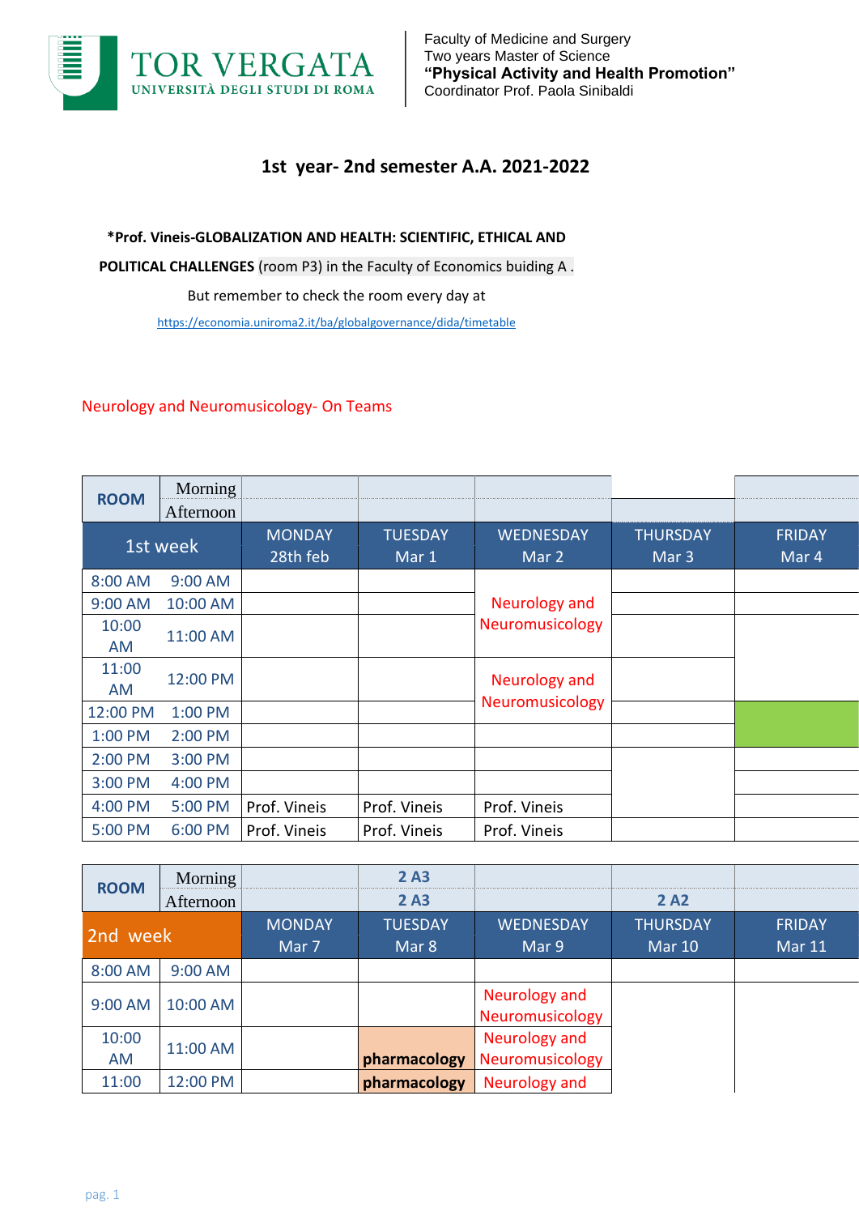TOR VERGATA
UNIVERSITÀ DEGLI STUDI DI ROMA

Faculty of Medicine and Surgery
Two years Master of Science
**“Physical Activity and Health Promotion”**
Coordinator Prof. Paola Sinibaldi

## 1st year- 2nd semester A.A. 2021-2022

***Prof. Vineis-GLOBALIZATION AND HEALTH: SCIENTIFIC, ETHICAL AND POLITICAL CHALLENGES** (room P3) in the Faculty of Economics buiding A .

But remember to check the room every day at

https://economia.uniroma2.it/ba/globalgovernance/dida/timetable

Neurology and Neuromusicology- On Teams

| ROOM | Morning / Afternoon | | | | | |
|---|---|---|---|---|---|---|
| **1st week** | | MONDAY 28th feb | TUESDAY Mar 1 | WEDNESDAY Mar 2 | THURSDAY Mar 3 | FRIDAY Mar 4 |
| 8:00 AM | 9:00 AM | | | | | |
| 9:00 AM | 10:00 AM | | | Neurology and Neuromusicology | | |
| 10:00 AM | 11:00 AM | | | | | |
| 11:00 AM | 12:00 PM | | | Neurology and Neuromusicology | | |
| 12:00 PM | 1:00 PM | | | | | |
| 1:00 PM | 2:00 PM | | | | | |
| 2:00 PM | 3:00 PM | | | | | |
| 3:00 PM | 4:00 PM | | | | | |
| 4:00 PM | 5:00 PM | Prof. Vineis | Prof. Vineis | Prof. Vineis | | |
| 5:00 PM | 6:00 PM | Prof. Vineis | Prof. Vineis | Prof. Vineis | | |

| ROOM | Morning / Afternoon | | 2 A3 / 2 A3 | | 2 A2 | |
|---|---|---|---|---|---|---|
| **2nd week** | | MONDAY Mar 7 | TUESDAY Mar 8 | WEDNESDAY Mar 9 | THURSDAY Mar 10 | FRIDAY Mar 11 |
| 8:00 AM | 9:00 AM | | | | | |
| 9:00 AM | 10:00 AM | | | Neurology and Neuromusicology | | |
| 10:00 AM | 11:00 AM | | **pharmacology** | Neurology and Neuromusicology | | |
| 11:00 | 12:00 PM | | **pharmacology** | Neurology and | | |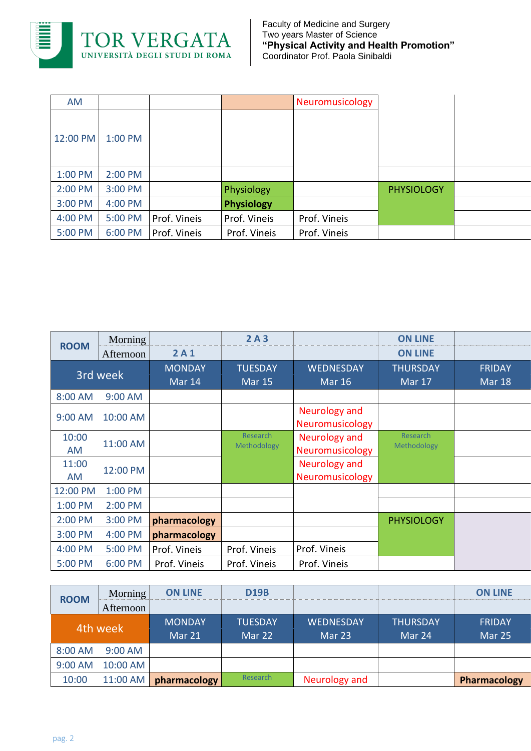Faculty of Medicine and Surgery
Two years Master of Science
**"Physical Activity and Health Promotion"**
Coordinator Prof. Paola Sinibaldi

| | | | | | | |
|---|---|---|---|---|---|---|
| AM | | | | Neuromusicology | | |
| 12:00 PM | 1:00 PM | | | | | |
| 1:00 PM | 2:00 PM | | | | | |
| 2:00 PM | 3:00 PM | | Physiology | | PHYSIOLOGY | |
| 3:00 PM | 4:00 PM | | **Physiology** | | | |
| 4:00 PM | 5:00 PM | Prof. Vineis | Prof. Vineis | Prof. Vineis | | |
| 5:00 PM | 6:00 PM | Prof. Vineis | Prof. Vineis | Prof. Vineis | | |

| ROOM | Morning / Afternoon | 2 A 1 | 2 A 3 | | ON LINE / ON LINE | |
|---|---|---|---|---|---|---|
| **3rd week** | | MONDAY Mar 14 | TUESDAY Mar 15 | WEDNESDAY Mar 16 | THURSDAY Mar 17 | FRIDAY Mar 18 |
| 8:00 AM | 9:00 AM | | | | | |
| 9:00 AM | 10:00 AM | | | Neurology and Neuromusicology | | |
| 10:00 AM | 11:00 AM | | Research Methodology | Neurology and Neuromusicology | Research Methodology | |
| 11:00 AM | 12:00 PM | | | Neurology and Neuromusicology | | |
| 12:00 PM | 1:00 PM | | | | | |
| 1:00 PM | 2:00 PM | | | | | |
| 2:00 PM | 3:00 PM | **pharmacology** | | | PHYSIOLOGY | |
| 3:00 PM | 4:00 PM | **pharmacology** | | | | |
| 4:00 PM | 5:00 PM | Prof. Vineis | Prof. Vineis | Prof. Vineis | | |
| 5:00 PM | 6:00 PM | Prof. Vineis | Prof. Vineis | Prof. Vineis | | |

| ROOM | Morning / Afternoon | ON LINE | D19B | | | ON LINE |
|---|---|---|---|---|---|---|
| **4th week** | | MONDAY Mar 21 | TUESDAY Mar 22 | WEDNESDAY Mar 23 | THURSDAY Mar 24 | FRIDAY Mar 25 |
| 8:00 AM | 9:00 AM | | | | | |
| 9:00 AM | 10:00 AM | | | | | |
| 10:00 | 11:00 AM | **pharmacology** | Research | Neurology and | | **Pharmacology** |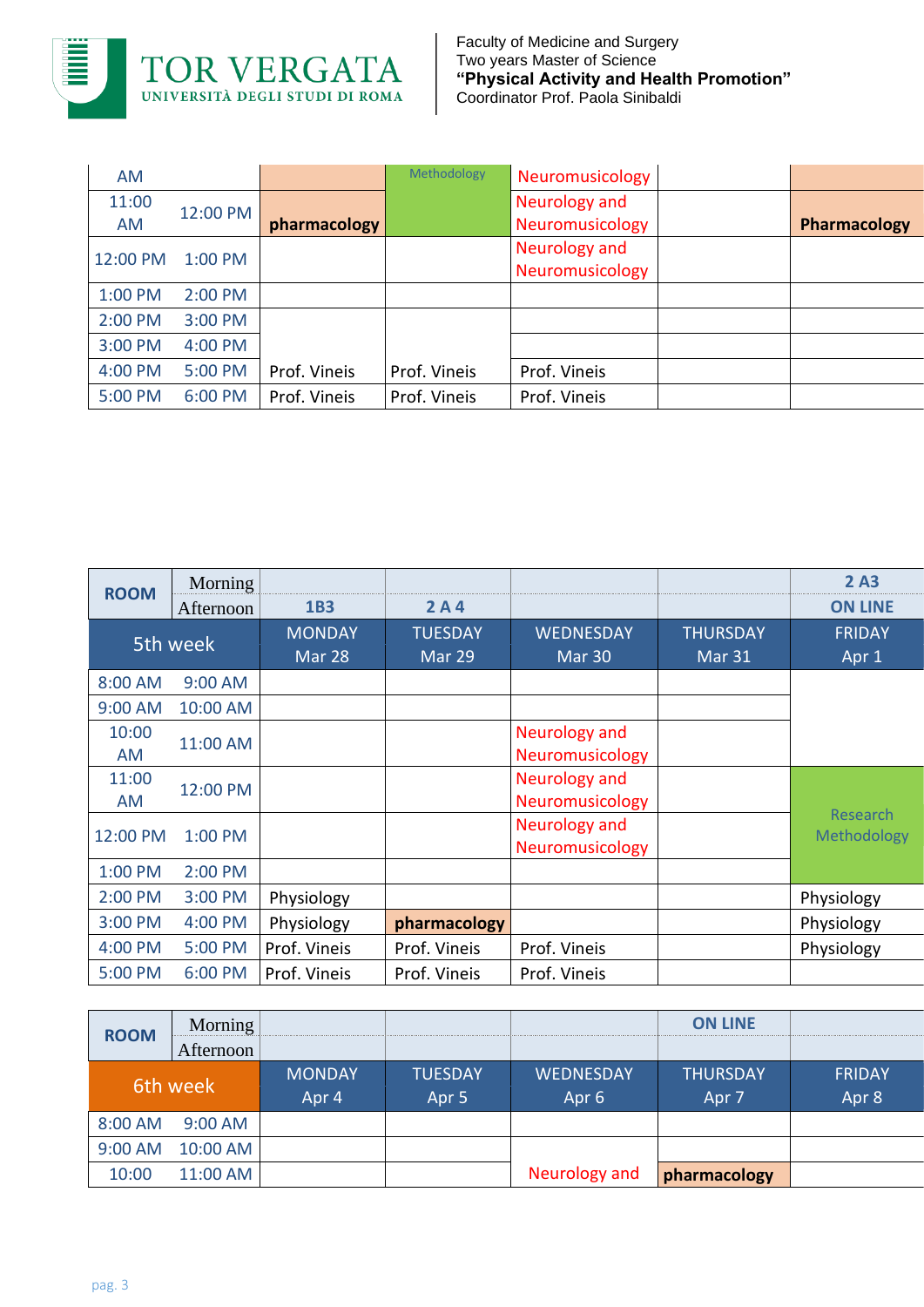Faculty of Medicine and Surgery
Two years Master of Science
**“Physical Activity and Health Promotion”**
Coordinator Prof. Paola Sinibaldi

| | | | | | | |
|---|---|---|---|---|---|---|
| AM | | | Methodology | Neuromusicology | | |
| 11:00 AM | 12:00 PM | **pharmacology** | | Neurology and Neuromusicology | | **Pharmacology** |
| 12:00 PM | 1:00 PM | | | Neurology and Neuromusicology | | |
| 1:00 PM | 2:00 PM | | | | | |
| 2:00 PM | 3:00 PM | | | | | |
| 3:00 PM | 4:00 PM | | | | | |
| 4:00 PM | 5:00 PM | Prof. Vineis | Prof. Vineis | Prof. Vineis | | |
| 5:00 PM | 6:00 PM | Prof. Vineis | Prof. Vineis | Prof. Vineis | | |

| ROOM | Morning / Afternoon | 1B3 | 2 A 4 | | | 2 A3 ON LINE |
|---|---|---|---|---|---|---|
| 5th week | | MONDAY Mar 28 | TUESDAY Mar 29 | WEDNESDAY Mar 30 | THURSDAY Mar 31 | FRIDAY Apr 1 |
| 8:00 AM | 9:00 AM | | | | | |
| 9:00 AM | 10:00 AM | | | | | |
| 10:00 AM | 11:00 AM | | | Neurology and Neuromusicology | | |
| 11:00 AM | 12:00 PM | | | Neurology and Neuromusicology | | Research Methodology |
| 12:00 PM | 1:00 PM | | | Neurology and Neuromusicology | | Research Methodology |
| 1:00 PM | 2:00 PM | | | | | Research Methodology |
| 2:00 PM | 3:00 PM | Physiology | | | | Physiology |
| 3:00 PM | 4:00 PM | Physiology | **pharmacology** | | | Physiology |
| 4:00 PM | 5:00 PM | Prof. Vineis | Prof. Vineis | Prof. Vineis | | Physiology |
| 5:00 PM | 6:00 PM | Prof. Vineis | Prof. Vineis | Prof. Vineis | | |

| ROOM | Morning / Afternoon | | | | ON LINE | |
|---|---|---|---|---|---|---|
| 6th week | | MONDAY Apr 4 | TUESDAY Apr 5 | WEDNESDAY Apr 6 | THURSDAY Apr 7 | FRIDAY Apr 8 |
| 8:00 AM | 9:00 AM | | | | | |
| 9:00 AM | 10:00 AM | | | | | |
| 10:00 | 11:00 AM | | | Neurology and | **pharmacology** | |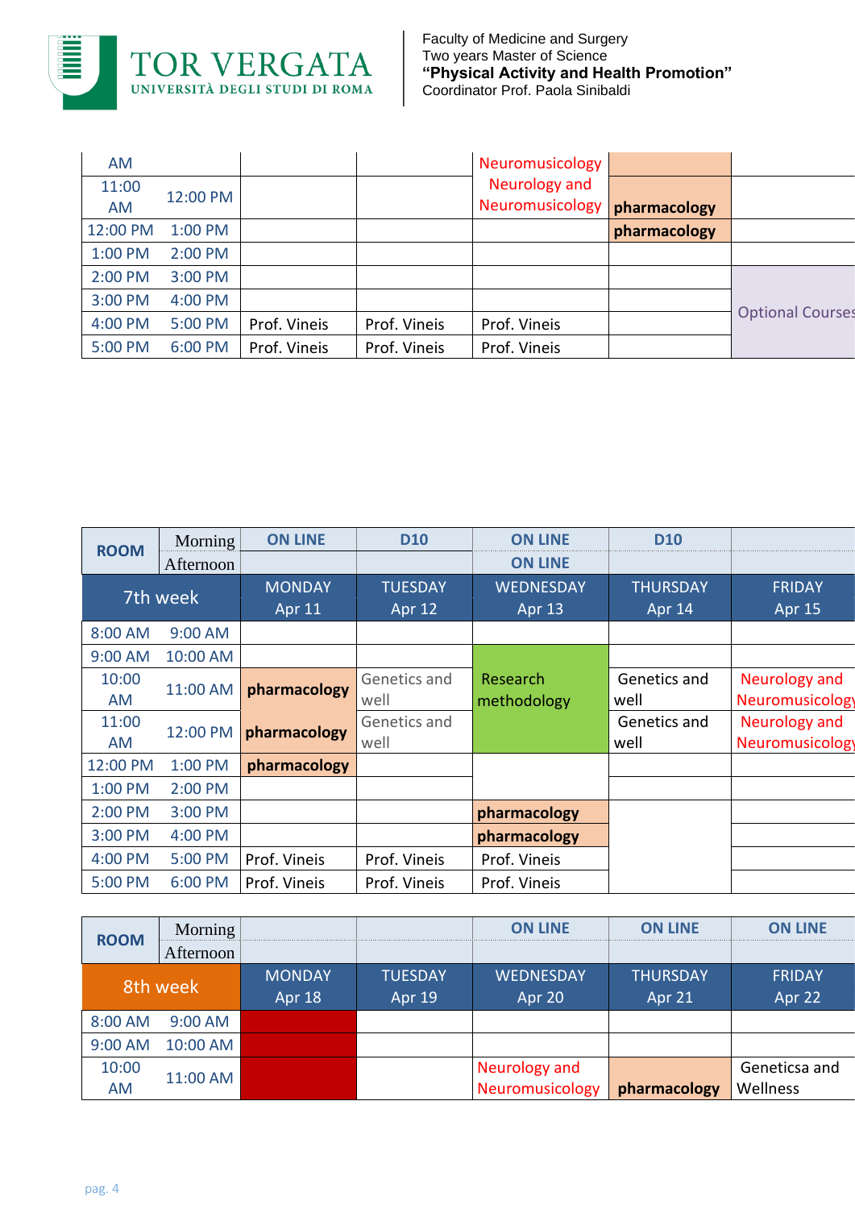Faculty of Medicine and Surgery
Two years Master of Science
**"Physical Activity and Health Promotion"**
Coordinator Prof. Paola Sinibaldi

| | | | | | | |
|---|---|---|---|---|---|---|
| AM | | | | Neuromusicology | | |
| 11:00 AM | 12:00 PM | | | Neurology and Neuromusicology | **pharmacology** | |
| 12:00 PM | 1:00 PM | | | | **pharmacology** | |
| 1:00 PM | 2:00 PM | | | | | |
| 2:00 PM | 3:00 PM | | | | | Optional Courses |
| 3:00 PM | 4:00 PM | | | | | |
| 4:00 PM | 5:00 PM | Prof. Vineis | Prof. Vineis | Prof. Vineis | | |
| 5:00 PM | 6:00 PM | Prof. Vineis | Prof. Vineis | Prof. Vineis | | |

| ROOM | Morning | ON LINE | D10 | ON LINE | D10 | |
|---|---|---|---|---|---|---|
| | Afternoon | | | ON LINE | | |
| 7th week | | MONDAY Apr 11 | TUESDAY Apr 12 | WEDNESDAY Apr 13 | THURSDAY Apr 14 | FRIDAY Apr 15 |
| 8:00 AM | 9:00 AM | | | | | |
| 9:00 AM | 10:00 AM | | | Research methodology | | |
| 10:00 AM | 11:00 AM | **pharmacology** | Genetics and well | Research methodology | Genetics and well | Neurology and Neuromusicology |
| 11:00 AM | 12:00 PM | **pharmacology** | Genetics and well | Research methodology | Genetics and well | Neurology and Neuromusicology |
| 12:00 PM | 1:00 PM | **pharmacology** | | | | |
| 1:00 PM | 2:00 PM | | | | | |
| 2:00 PM | 3:00 PM | | | **pharmacology** | | |
| 3:00 PM | 4:00 PM | | | **pharmacology** | | |
| 4:00 PM | 5:00 PM | Prof. Vineis | Prof. Vineis | Prof. Vineis | | |
| 5:00 PM | 6:00 PM | Prof. Vineis | Prof. Vineis | Prof. Vineis | | |

| ROOM | Morning | | | ON LINE | ON LINE | ON LINE |
|---|---|---|---|---|---|---|
| | Afternoon | | | | | |
| 8th week | | MONDAY Apr 18 | TUESDAY Apr 19 | WEDNESDAY Apr 20 | THURSDAY Apr 21 | FRIDAY Apr 22 |
| 8:00 AM | 9:00 AM | | | | | |
| 9:00 AM | 10:00 AM | | | | | |
| 10:00 AM | 11:00 AM | | | Neurology and Neuromusicology | **pharmacology** | Geneticsa and Wellness |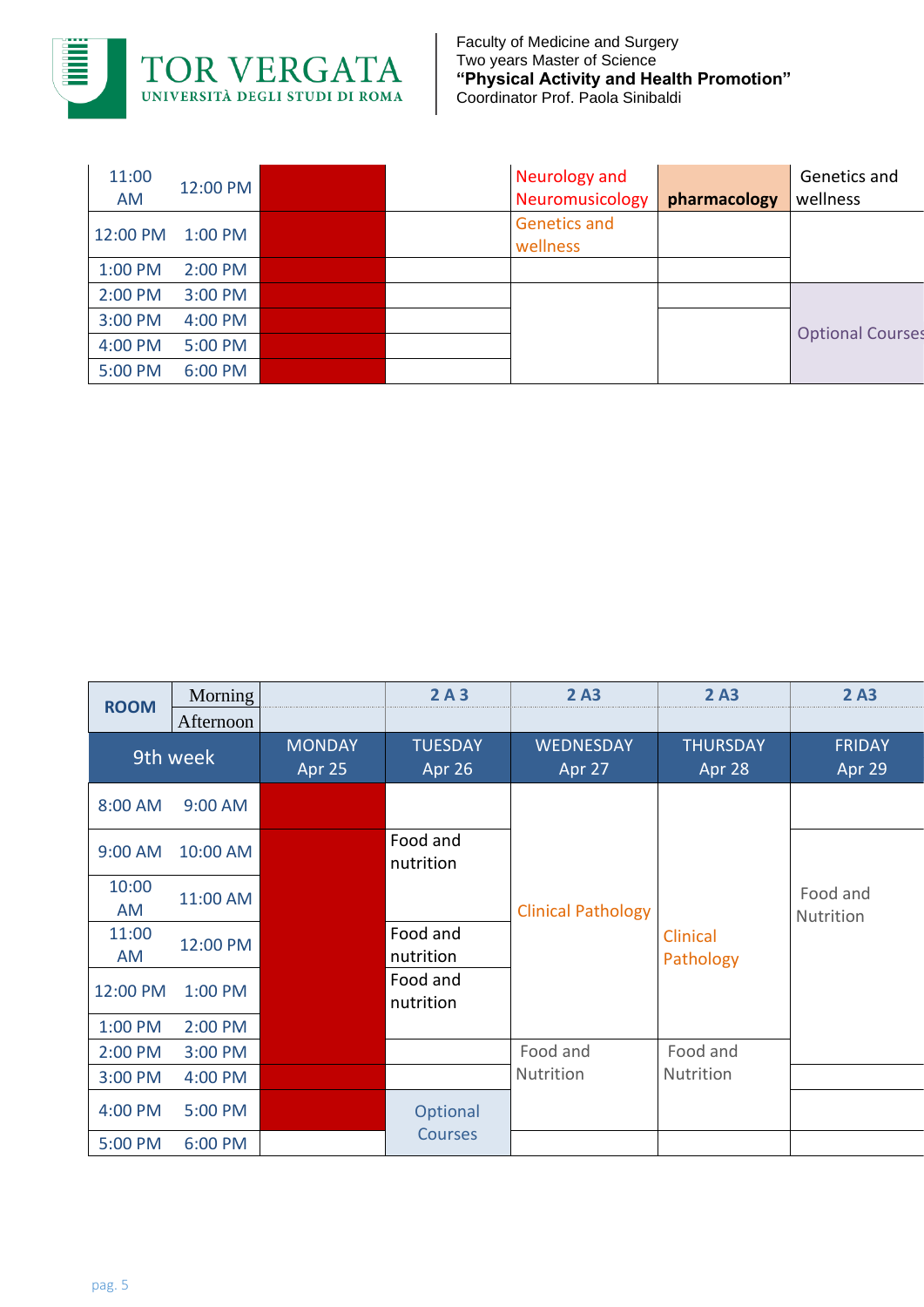Faculty of Medicine and Surgery
Two years Master of Science
**"Physical Activity and Health Promotion"**
Coordinator Prof. Paola Sinibaldi

| | | | | | | |
|---|---|---|---|---|---|---|
| 11:00 AM | 12:00 PM | | | Neurology and Neuromusicology | **pharmacology** | Genetics and wellness |
| 12:00 PM | 1:00 PM | | | Genetics and wellness | | |
| 1:00 PM | 2:00 PM | | | | | |
| 2:00 PM | 3:00 PM | | | | | Optional Courses |
| 3:00 PM | 4:00 PM | | | | | |
| 4:00 PM | 5:00 PM | | | | | |
| 5:00 PM | 6:00 PM | | | | | |

| **ROOM** | Morning / Afternoon | | 2 A 3 | 2 A3 | 2 A3 | 2 A3 |
|---|---|---|---|---|---|---|
| **9th week** | | MONDAY Apr 25 | TUESDAY Apr 26 | WEDNESDAY Apr 27 | THURSDAY Apr 28 | FRIDAY Apr 29 |
| 8:00 AM | 9:00 AM | | | Clinical Pathology | Clinical Pathology | |
| 9:00 AM | 10:00 AM | | Food and nutrition | | | Food and Nutrition |
| 10:00 AM | 11:00 AM | | | | | |
| 11:00 AM | 12:00 PM | | Food and nutrition | | | |
| 12:00 PM | 1:00 PM | | Food and nutrition | | | |
| 1:00 PM | 2:00 PM | | | | | |
| 2:00 PM | 3:00 PM | | | Food and Nutrition | Food and Nutrition | |
| 3:00 PM | 4:00 PM | | | | | |
| 4:00 PM | 5:00 PM | | Optional Courses | | | |
| 5:00 PM | 6:00 PM | | | | | |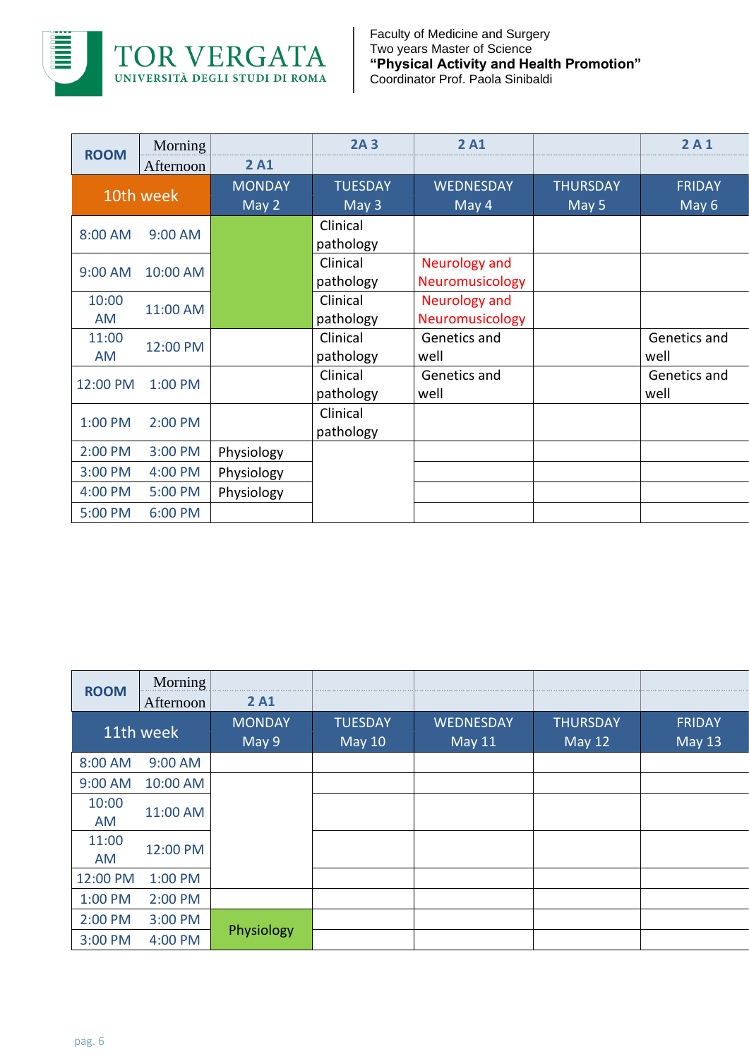Faculty of Medicine and Surgery
Two years Master of Science
**"Physical Activity and Health Promotion"**
Coordinator Prof. Paola Sinibaldi

| ROOM | Morning / Afternoon | 2 A1 | 2A 3 | 2 A1 | | 2 A 1 |
|---|---|---|---|---|---|---|
| **10th week** | | MONDAY May 2 | TUESDAY May 3 | WEDNESDAY May 4 | THURSDAY May 5 | FRIDAY May 6 |
| 8:00 AM | 9:00 AM | | Clinical pathology | | | |
| 9:00 AM | 10:00 AM | | Clinical pathology | Neurology and Neuromusicology | | |
| 10:00 AM | 11:00 AM | | Clinical pathology | Neurology and Neuromusicology | | |
| 11:00 AM | 12:00 PM | | Clinical pathology | Genetics and well | | Genetics and well |
| 12:00 PM | 1:00 PM | | Clinical pathology | Genetics and well | | Genetics and well |
| 1:00 PM | 2:00 PM | | Clinical pathology | | | |
| 2:00 PM | 3:00 PM | Physiology | | | | |
| 3:00 PM | 4:00 PM | Physiology | | | | |
| 4:00 PM | 5:00 PM | Physiology | | | | |
| 5:00 PM | 6:00 PM | | | | | |

| ROOM | Morning / Afternoon | 2 A1 | | | | |
|---|---|---|---|---|---|---|
| **11th week** | | MONDAY May 9 | TUESDAY May 10 | WEDNESDAY May 11 | THURSDAY May 12 | FRIDAY May 13 |
| 8:00 AM | 9:00 AM | | | | | |
| 9:00 AM | 10:00 AM | | | | | |
| 10:00 AM | 11:00 AM | | | | | |
| 11:00 AM | 12:00 PM | | | | | |
| 12:00 PM | 1:00 PM | | | | | |
| 1:00 PM | 2:00 PM | | | | | |
| 2:00 PM | 3:00 PM | Physiology | | | | |
| 3:00 PM | 4:00 PM | Physiology | | | | |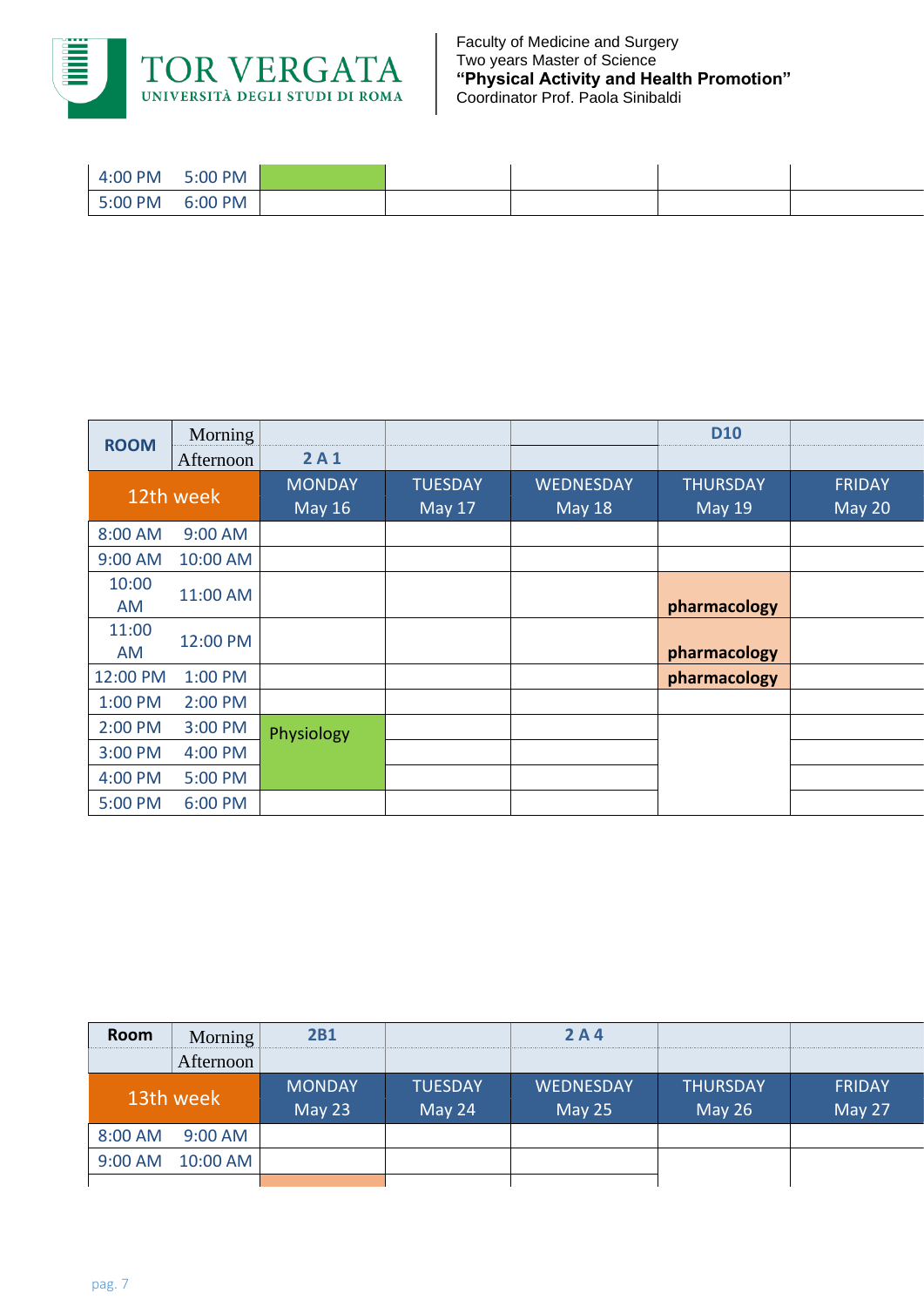| | | | | | | |
|---|---|---|---|---|---|---|
| 4:00 PM | 5:00 PM | | | | | |
| 5:00 PM | 6:00 PM | | | | | |

| ROOM | Morning | | | | D10 | |
|---|---|---|---|---|---|---|
| | Afternoon | 2 A 1 | | | | |
| **12th week** | | MONDAY May 16 | TUESDAY May 17 | WEDNESDAY May 18 | THURSDAY May 19 | FRIDAY May 20 |
| 8:00 AM | 9:00 AM | | | | | |
| 9:00 AM | 10:00 AM | | | | | |
| 10:00 AM | 11:00 AM | | | | **pharmacology** | |
| 11:00 AM | 12:00 PM | | | | **pharmacology** | |
| 12:00 PM | 1:00 PM | | | | **pharmacology** | |
| 1:00 PM | 2:00 PM | | | | | |
| 2:00 PM | 3:00 PM | Physiology | | | | |
| 3:00 PM | 4:00 PM | | | | | |
| 4:00 PM | 5:00 PM | | | | | |
| 5:00 PM | 6:00 PM | | | | | |

| Room | Morning | 2B1 | | 2 A 4 | | |
|---|---|---|---|---|---|---|
| | Afternoon | | | | | |
| **13th week** | | MONDAY May 23 | TUESDAY May 24 | WEDNESDAY May 25 | THURSDAY May 26 | FRIDAY May 27 |
| 8:00 AM | 9:00 AM | | | | | |
| 9:00 AM | 10:00 AM | | | | | |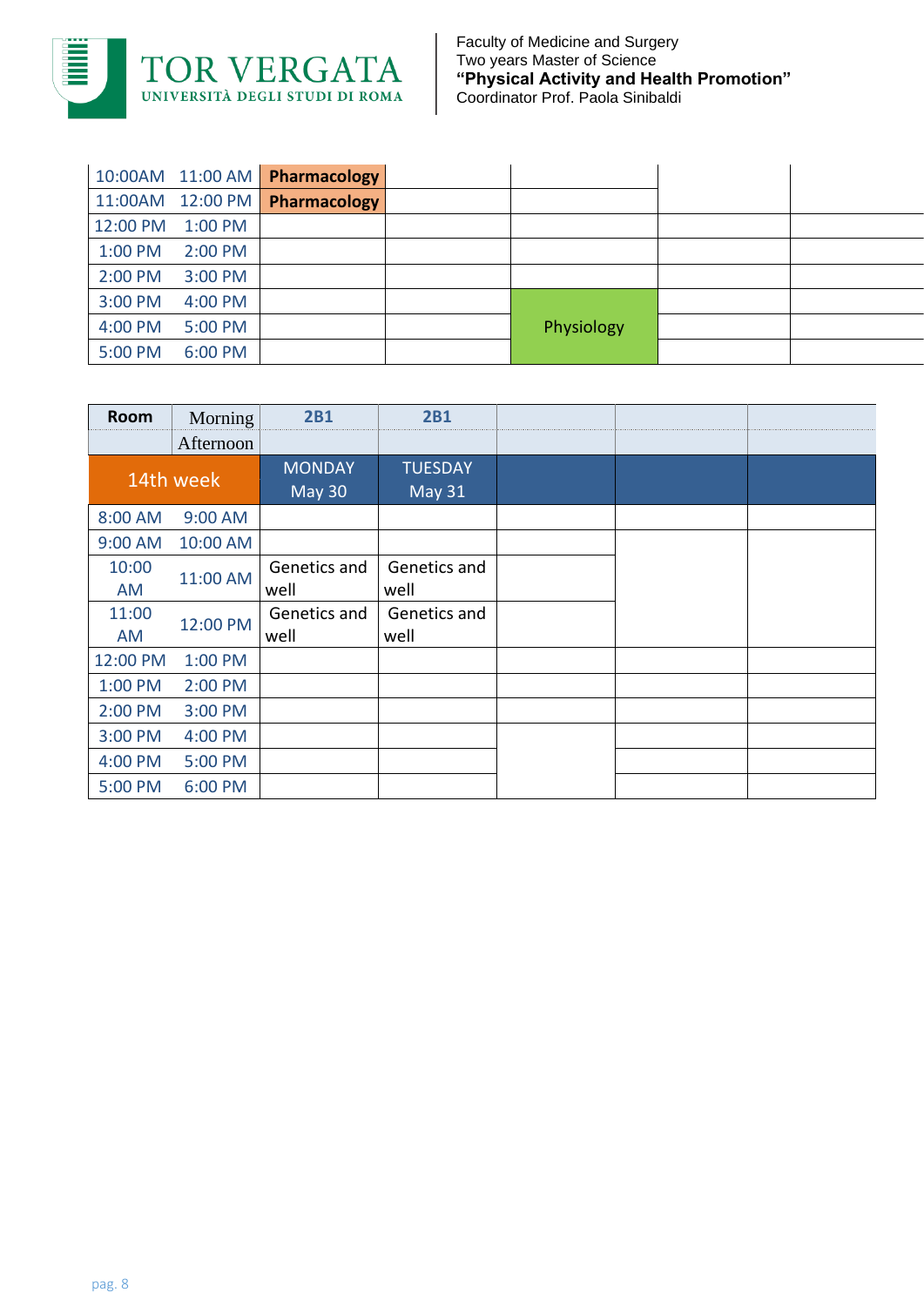| | | | | | | |
|---|---|---|---|---|---|---|
| 10:00AM | 11:00 AM | **Pharmacology** | | | | |
| 11:00AM | 12:00 PM | **Pharmacology** | | | | |
| 12:00 PM | 1:00 PM | | | | | |
| 1:00 PM | 2:00 PM | | | | | |
| 2:00 PM | 3:00 PM | | | | | |
| 3:00 PM | 4:00 PM | | | Physiology | | |
| 4:00 PM | 5:00 PM | | | Physiology | | |
| 5:00 PM | 6:00 PM | | | Physiology | | |

| Room | Morning / Afternoon | 2B1 | 2B1 | | | |
|---|---|---|---|---|---|---|
| 14th week | | MONDAY May 30 | TUESDAY May 31 | | | |
| 8:00 AM | 9:00 AM | | | | | |
| 9:00 AM | 10:00 AM | | | | | |
| 10:00 AM | 11:00 AM | Genetics and well | Genetics and well | | | |
| 11:00 AM | 12:00 PM | Genetics and well | Genetics and well | | | |
| 12:00 PM | 1:00 PM | | | | | |
| 1:00 PM | 2:00 PM | | | | | |
| 2:00 PM | 3:00 PM | | | | | |
| 3:00 PM | 4:00 PM | | | | | |
| 4:00 PM | 5:00 PM | | | | | |
| 5:00 PM | 6:00 PM | | | | | |